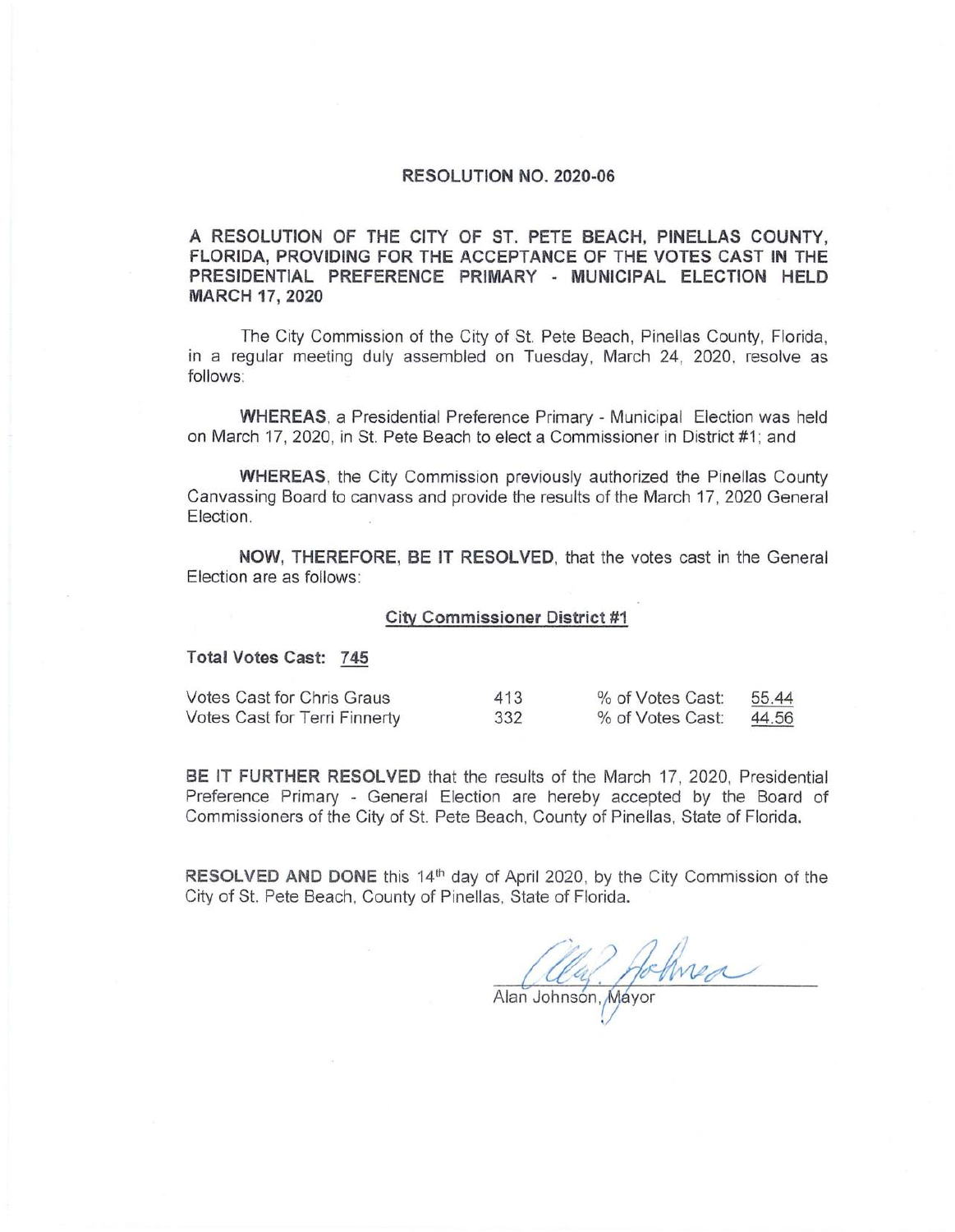# RESOLUTION NO. 2020-06

**A RESOLUTION OF THE CITY OF ST. PETE BEACH, PINELLAS COUNTY, FLORIDA, PROVIDING FOR THE ACCEPTANCE OF THE VOTES CAST IN THE PRESIDENTIAL PREFERENCE PRIMARY - MUNICIPAL ELECTION HELD MARCH 17, 2020**

The City Commission of the City of St. Pete Beach, Pinellas County, Florida, in a regular meeting duly assembled on Tuesday, March 24, 2020, resolve as follows:

**WHEREAS**, a Presidential Preference Primary - Municipal Election was held on March 17, 2020, in St. Pete Beach to elect a Commissioner in District #1; and

**WHEREAS**, the City Commission previously authorized the Pinellas County Canvassing Board to canvass and provide the results of the March 17, 2020 General Election.

**NOW, THEREFORE, BE IT RESOLVED**, that the votes cast in the General Election are as follows:

**City Commissioner District #1**

**Total Votes Cast:** 745

| | | | |
|---|---|---|---|
| Votes Cast for Chris Graus | 413 | % of Votes Cast: | 55.44 |
| Votes Cast for Terri Finnerty | 332 | % of Votes Cast: | 44.56 |

**BE IT FURTHER RESOLVED** that the results of the March 17, 2020, Presidential Preference Primary - General Election are hereby accepted by the Board of Commissioners of the City of St. Pete Beach, County of Pinellas, State of Florida.

**RESOLVED AND DONE** this 14th day of April 2020, by the City Commission of the City of St. Pete Beach, County of Pinellas, State of Florida.

Alan Johnson, Mayor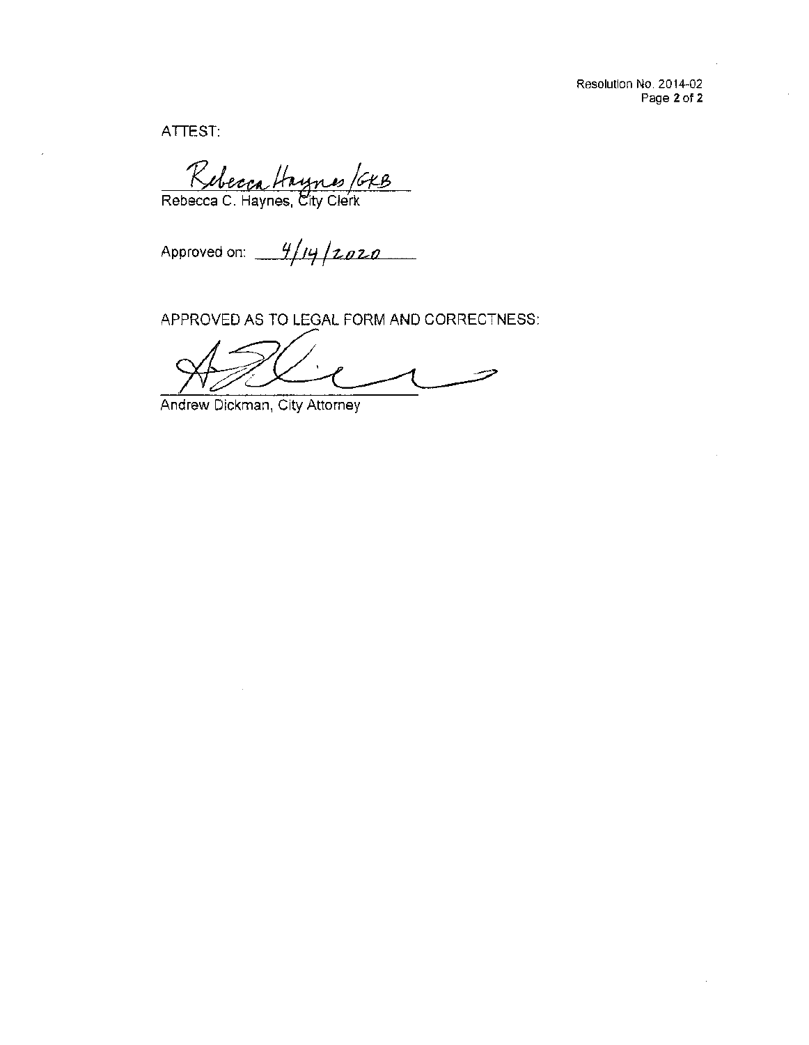ATTEST:

Rebecca Haynes /GKB

Rebecca C. Haynes, City Clerk

Approved on: 4/14/2020

APPROVED AS TO LEGAL FORM AND CORRECTNESS:

Andrew Dickman, City Attorney